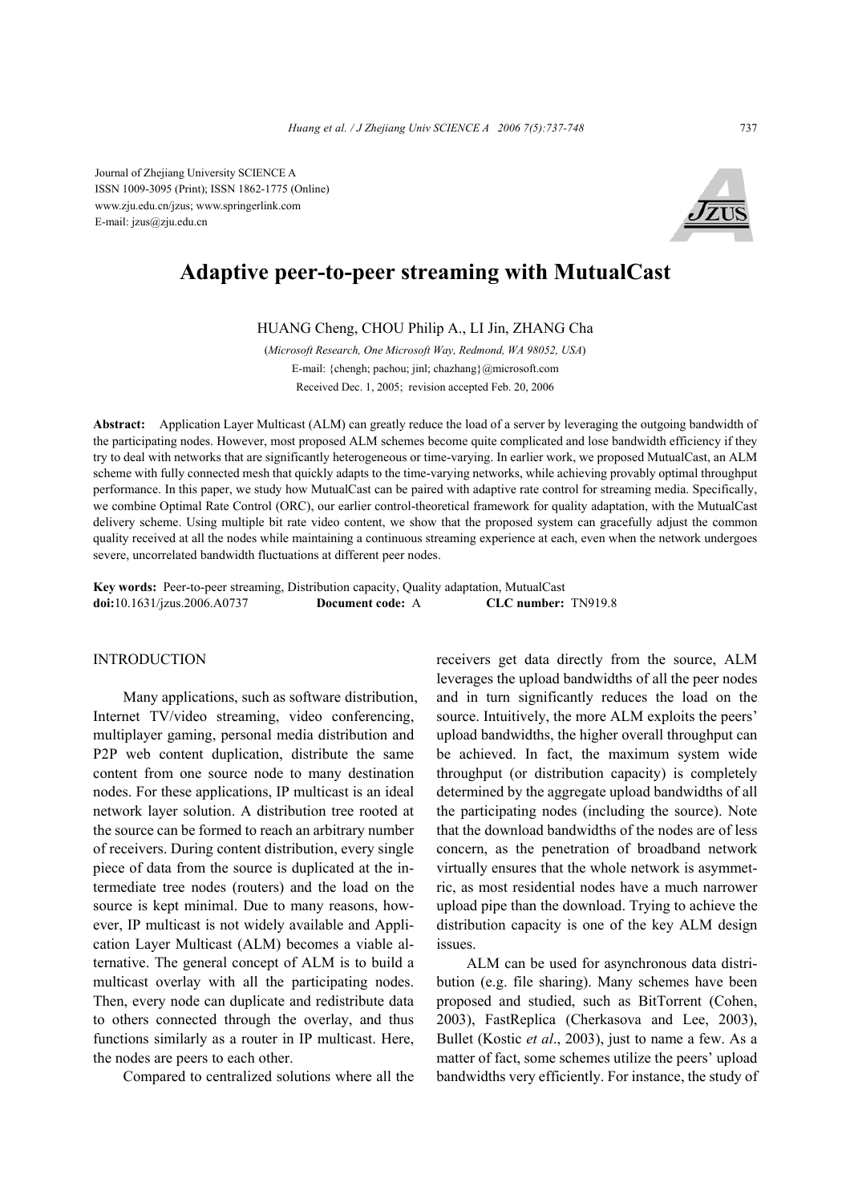Journal of Zhejiang University SCIENCE A
ISSN 1009-3095 (Print); ISSN 1862-1775 (Online)
www.zju.edu.cn/jzus; www.springerlink.com
E-mail: jzus@zju.edu.cn

# Adaptive peer-to-peer streaming with MutualCast

HUANG Cheng, CHOU Philip A., LI Jin, ZHANG Cha

(*Microsoft Research, One Microsoft Way, Redmond, WA 98052, USA*)

E-mail: {chengh; pachou; jinl; chazhang}@microsoft.com

Received Dec. 1, 2005; revision accepted Feb. 20, 2006

**Abstract:** Application Layer Multicast (ALM) can greatly reduce the load of a server by leveraging the outgoing bandwidth of the participating nodes. However, most proposed ALM schemes become quite complicated and lose bandwidth efficiency if they try to deal with networks that are significantly heterogeneous or time-varying. In earlier work, we proposed MutualCast, an ALM scheme with fully connected mesh that quickly adapts to the time-varying networks, while achieving provably optimal throughput performance. In this paper, we study how MutualCast can be paired with adaptive rate control for streaming media. Specifically, we combine Optimal Rate Control (ORC), our earlier control-theoretical framework for quality adaptation, with the MutualCast delivery scheme. Using multiple bit rate video content, we show that the proposed system can gracefully adjust the common quality received at all the nodes while maintaining a continuous streaming experience at each, even when the network undergoes severe, uncorrelated bandwidth fluctuations at different peer nodes.

**Key words:** Peer-to-peer streaming, Distribution capacity, Quality adaptation, MutualCast
**doi:**10.1631/jzus.2006.A0737 **Document code:** A **CLC number:** TN919.8

## INTRODUCTION

Many applications, such as software distribution, Internet TV/video streaming, video conferencing, multiplayer gaming, personal media distribution and P2P web content duplication, distribute the same content from one source node to many destination nodes. For these applications, IP multicast is an ideal network layer solution. A distribution tree rooted at the source can be formed to reach an arbitrary number of receivers. During content distribution, every single piece of data from the source is duplicated at the intermediate tree nodes (routers) and the load on the source is kept minimal. Due to many reasons, however, IP multicast is not widely available and Application Layer Multicast (ALM) becomes a viable alternative. The general concept of ALM is to build a multicast overlay with all the participating nodes. Then, every node can duplicate and redistribute data to others connected through the overlay, and thus functions similarly as a router in IP multicast. Here, the nodes are peers to each other.

Compared to centralized solutions where all the receivers get data directly from the source, ALM leverages the upload bandwidths of all the peer nodes and in turn significantly reduces the load on the source. Intuitively, the more ALM exploits the peers' upload bandwidths, the higher overall throughput can be achieved. In fact, the maximum system wide throughput (or distribution capacity) is completely determined by the aggregate upload bandwidths of all the participating nodes (including the source). Note that the download bandwidths of the nodes are of less concern, as the penetration of broadband network virtually ensures that the whole network is asymmetric, as most residential nodes have a much narrower upload pipe than the download. Trying to achieve the distribution capacity is one of the key ALM design issues.

ALM can be used for asynchronous data distribution (e.g. file sharing). Many schemes have been proposed and studied, such as BitTorrent (Cohen, 2003), FastReplica (Cherkasova and Lee, 2003), Bullet (Kostic *et al*., 2003), just to name a few. As a matter of fact, some schemes utilize the peers' upload bandwidths very efficiently. For instance, the study of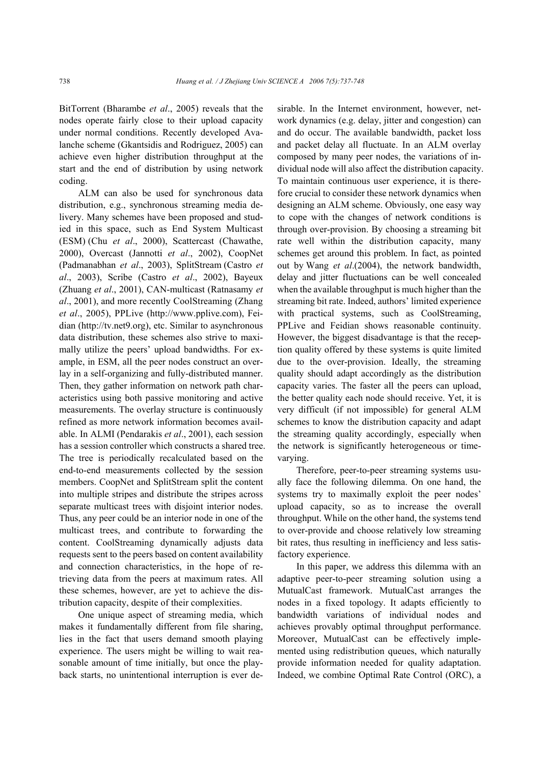BitTorrent (Bharambe *et al*., 2005) reveals that the nodes operate fairly close to their upload capacity under normal conditions. Recently developed Avalanche scheme (Gkantsidis and Rodriguez, 2005) can achieve even higher distribution throughput at the start and the end of distribution by using network coding.

ALM can also be used for synchronous data distribution, e.g., synchronous streaming media delivery. Many schemes have been proposed and studied in this space, such as End System Multicast (ESM) (Chu *et al*., 2000), Scattercast (Chawathe, 2000), Overcast (Jannotti *et al*., 2002), CoopNet (Padmanabhan *et al*., 2003), SplitStream (Castro *et al*., 2003), Scribe (Castro *et al*., 2002), Bayeux (Zhuang *et al*., 2001), CAN-multicast (Ratnasamy *et al*., 2001), and more recently CoolStreaming (Zhang *et al*., 2005), PPLive (http://www.pplive.com), Feidian (http://tv.net9.org), etc. Similar to asynchronous data distribution, these schemes also strive to maximally utilize the peers' upload bandwidths. For example, in ESM, all the peer nodes construct an overlay in a self-organizing and fully-distributed manner. Then, they gather information on network path characteristics using both passive monitoring and active measurements. The overlay structure is continuously refined as more network information becomes available. In ALMI (Pendarakis *et al*., 2001), each session has a session controller which constructs a shared tree. The tree is periodically recalculated based on the end-to-end measurements collected by the session members. CoopNet and SplitStream split the content into multiple stripes and distribute the stripes across separate multicast trees with disjoint interior nodes. Thus, any peer could be an interior node in one of the multicast trees, and contribute to forwarding the content. CoolStreaming dynamically adjusts data requests sent to the peers based on content availability and connection characteristics, in the hope of retrieving data from the peers at maximum rates. All these schemes, however, are yet to achieve the distribution capacity, despite of their complexities.

One unique aspect of streaming media, which makes it fundamentally different from file sharing, lies in the fact that users demand smooth playing experience. The users might be willing to wait reasonable amount of time initially, but once the playback starts, no unintentional interruption is ever desirable. In the Internet environment, however, network dynamics (e.g. delay, jitter and congestion) can and do occur. The available bandwidth, packet loss and packet delay all fluctuate. In an ALM overlay composed by many peer nodes, the variations of individual node will also affect the distribution capacity. To maintain continuous user experience, it is therefore crucial to consider these network dynamics when designing an ALM scheme. Obviously, one easy way to cope with the changes of network conditions is through over-provision. By choosing a streaming bit rate well within the distribution capacity, many schemes get around this problem. In fact, as pointed out by Wang *et al*.(2004), the network bandwidth, delay and jitter fluctuations can be well concealed when the available throughput is much higher than the streaming bit rate. Indeed, authors' limited experience with practical systems, such as CoolStreaming, PPLive and Feidian shows reasonable continuity. However, the biggest disadvantage is that the reception quality offered by these systems is quite limited due to the over-provision. Ideally, the streaming quality should adapt accordingly as the distribution capacity varies. The faster all the peers can upload, the better quality each node should receive. Yet, it is very difficult (if not impossible) for general ALM schemes to know the distribution capacity and adapt the streaming quality accordingly, especially when the network is significantly heterogeneous or time-varying.

Therefore, peer-to-peer streaming systems usually face the following dilemma. On one hand, the systems try to maximally exploit the peer nodes' upload capacity, so as to increase the overall throughput. While on the other hand, the systems tend to over-provide and choose relatively low streaming bit rates, thus resulting in inefficiency and less satisfactory experience.

In this paper, we address this dilemma with an adaptive peer-to-peer streaming solution using a MutualCast framework. MutualCast arranges the nodes in a fixed topology. It adapts efficiently to bandwidth variations of individual nodes and achieves provably optimal throughput performance. Moreover, MutualCast can be effectively implemented using redistribution queues, which naturally provide information needed for quality adaptation. Indeed, we combine Optimal Rate Control (ORC), a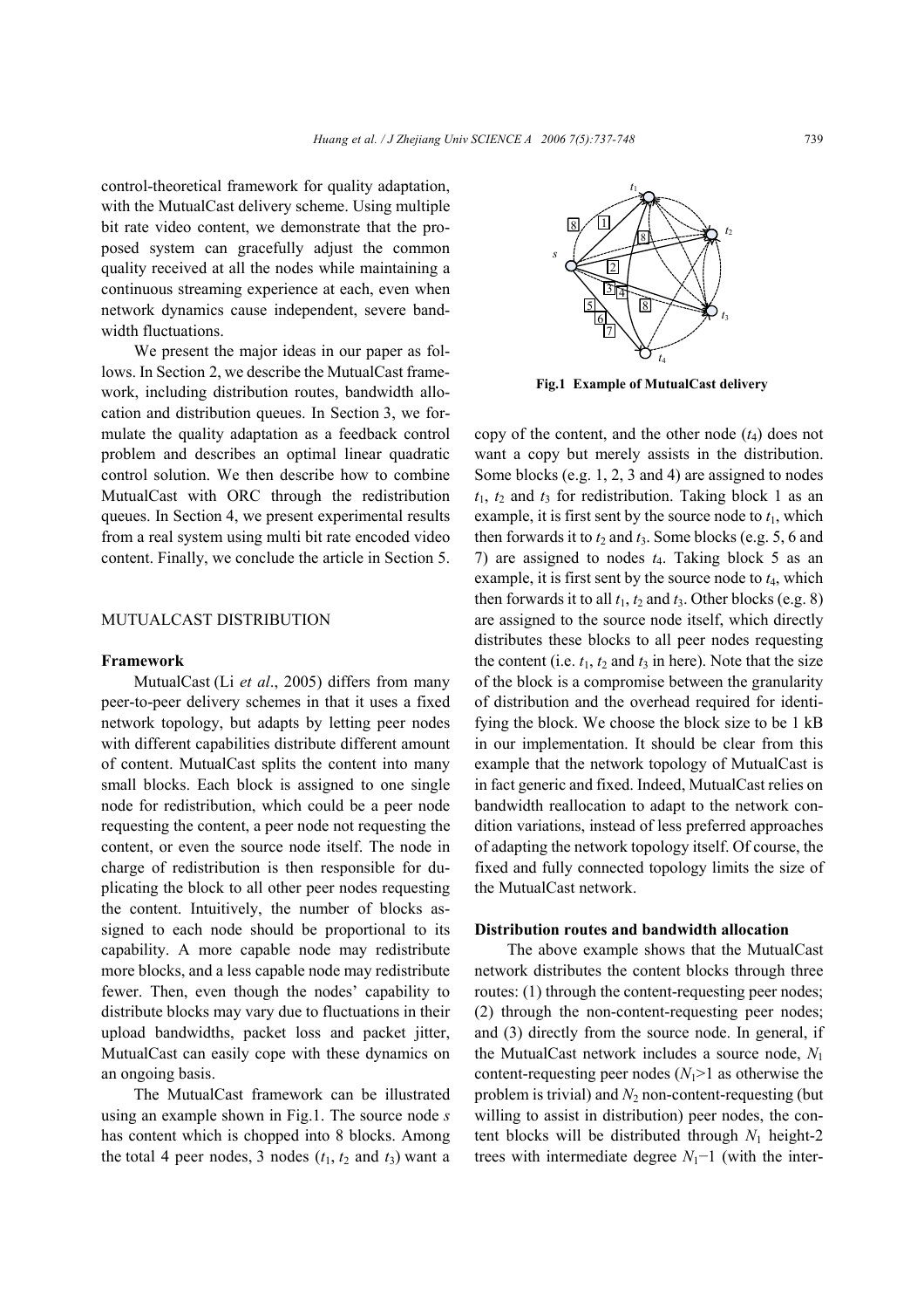control-theoretical framework for quality adaptation, with the MutualCast delivery scheme. Using multiple bit rate video content, we demonstrate that the proposed system can gracefully adjust the common quality received at all the nodes while maintaining a continuous streaming experience at each, even when network dynamics cause independent, severe bandwidth fluctuations.

We present the major ideas in our paper as follows. In Section 2, we describe the MutualCast framework, including distribution routes, bandwidth allocation and distribution queues. In Section 3, we formulate the quality adaptation as a feedback control problem and describes an optimal linear quadratic control solution. We then describe how to combine MutualCast with ORC through the redistribution queues. In Section 4, we present experimental results from a real system using multi bit rate encoded video content. Finally, we conclude the article in Section 5.

## MUTUALCAST DISTRIBUTION

### Framework

MutualCast (Li *et al*., 2005) differs from many peer-to-peer delivery schemes in that it uses a fixed network topology, but adapts by letting peer nodes with different capabilities distribute different amount of content. MutualCast splits the content into many small blocks. Each block is assigned to one single node for redistribution, which could be a peer node requesting the content, a peer node not requesting the content, or even the source node itself. The node in charge of redistribution is then responsible for duplicating the block to all other peer nodes requesting the content. Intuitively, the number of blocks assigned to each node should be proportional to its capability. A more capable node may redistribute more blocks, and a less capable node may redistribute fewer. Then, even though the nodes' capability to distribute blocks may vary due to fluctuations in their upload bandwidths, packet loss and packet jitter, MutualCast can easily cope with these dynamics on an ongoing basis.

The MutualCast framework can be illustrated using an example shown in Fig.1. The source node $s$ has content which is chopped into 8 blocks. Among the total 4 peer nodes, 3 nodes ($t_1$, $t_2$ and $t_3$) want a copy of the content, and the other node ($t_4$) does not want a copy but merely assists in the distribution. Some blocks (e.g. 1, 2, 3 and 4) are assigned to nodes $t_1$, $t_2$ and $t_3$ for redistribution. Taking block 1 as an example, it is first sent by the source node to $t_1$, which then forwards it to $t_2$ and $t_3$. Some blocks (e.g. 5, 6 and 7) are assigned to nodes $t_4$. Taking block 5 as an example, it is first sent by the source node to $t_4$, which then forwards it to all $t_1$, $t_2$ and $t_3$. Other blocks (e.g. 8) are assigned to the source node itself, which directly distributes these blocks to all peer nodes requesting the content (i.e. $t_1$, $t_2$ and $t_3$ in here). Note that the size of the block is a compromise between the granularity of distribution and the overhead required for identifying the block. We choose the block size to be 1 kB in our implementation. It should be clear from this example that the network topology of MutualCast is in fact generic and fixed. Indeed, MutualCast relies on bandwidth reallocation to adapt to the network condition variations, instead of less preferred approaches of adapting the network topology itself. Of course, the fixed and fully connected topology limits the size of the MutualCast network.

**Fig.1 Example of MutualCast delivery**

### Distribution routes and bandwidth allocation

The above example shows that the MutualCast network distributes the content blocks through three routes: (1) through the content-requesting peer nodes; (2) through the non-content-requesting peer nodes; and (3) directly from the source node. In general, if the MutualCast network includes a source node, $N_1$ content-requesting peer nodes ($N_1>1$ as otherwise the problem is trivial) and $N_2$ non-content-requesting (but willing to assist in distribution) peer nodes, the content blocks will be distributed through $N_1$ height-2 trees with intermediate degree $N_1-1$ (with the inter-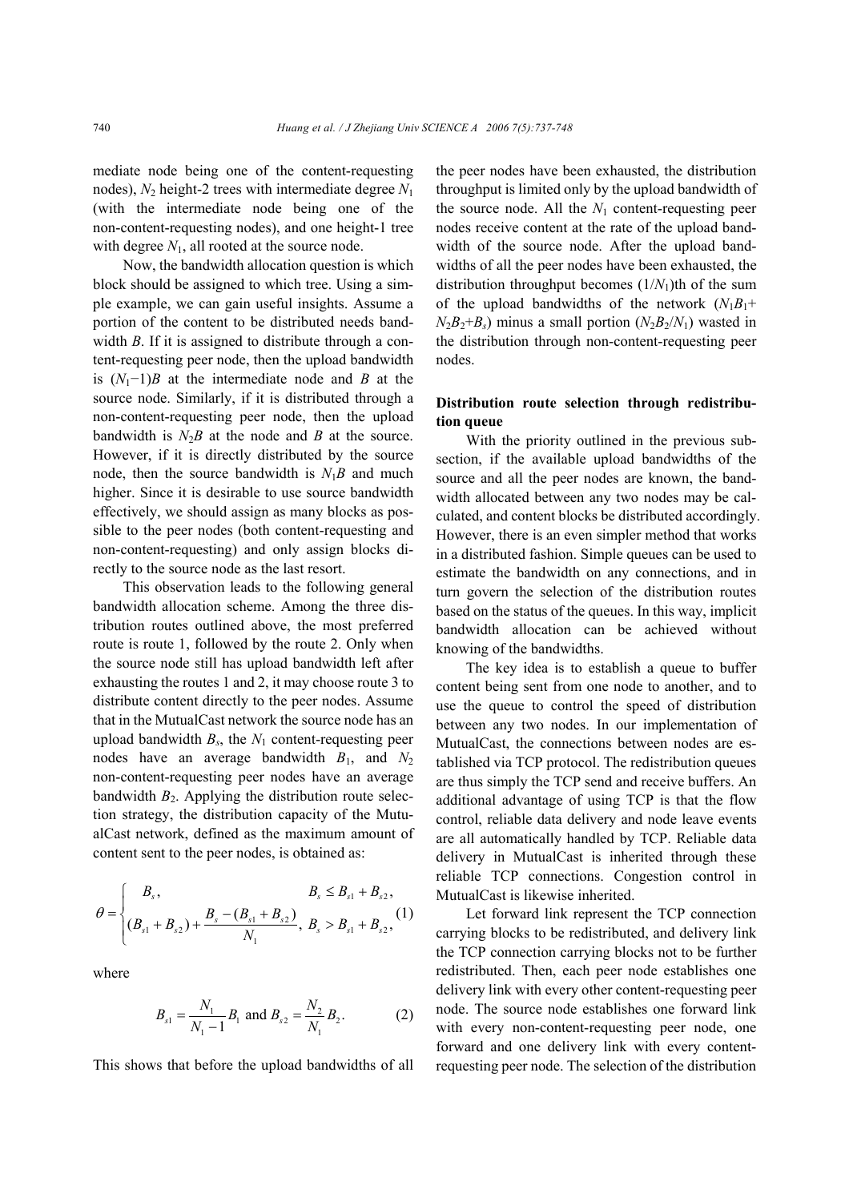mediate node being one of the content-requesting nodes), $N_2$ height-2 trees with intermediate degree $N_1$ (with the intermediate node being one of the non-content-requesting nodes), and one height-1 tree with degree $N_1$, all rooted at the source node.

Now, the bandwidth allocation question is which block should be assigned to which tree. Using a simple example, we can gain useful insights. Assume a portion of the content to be distributed needs bandwidth $B$. If it is assigned to distribute through a content-requesting peer node, then the upload bandwidth is $(N_1-1)B$ at the intermediate node and $B$ at the source node. Similarly, if it is distributed through a non-content-requesting peer node, then the upload bandwidth is $N_2B$ at the node and $B$ at the source. However, if it is directly distributed by the source node, then the source bandwidth is $N_1B$ and much higher. Since it is desirable to use source bandwidth effectively, we should assign as many blocks as possible to the peer nodes (both content-requesting and non-content-requesting) and only assign blocks directly to the source node as the last resort.

This observation leads to the following general bandwidth allocation scheme. Among the three distribution routes outlined above, the most preferred route is route 1, followed by the route 2. Only when the source node still has upload bandwidth left after exhausting the routes 1 and 2, it may choose route 3 to distribute content directly to the peer nodes. Assume that in the MutualCast network the source node has an upload bandwidth $B_s$, the $N_1$ content-requesting peer nodes have an average bandwidth $B_1$, and $N_2$ non-content-requesting peer nodes have an average bandwidth $B_2$. Applying the distribution route selection strategy, the distribution capacity of the MutualCast network, defined as the maximum amount of content sent to the peer nodes, is obtained as:

$$\theta = \begin{cases} B_s, & B_s \le B_{s1} + B_{s2}, \\ (B_{s1} + B_{s2}) + \dfrac{B_s - (B_{s1} + B_{s2})}{N_1}, & B_s > B_{s1} + B_{s2}, \end{cases} \tag{1}$$

where

$$B_{s1} = \frac{N_1}{N_1 - 1} B_1 \text{ and } B_{s2} = \frac{N_2}{N_1} B_2. \tag{2}$$

This shows that before the upload bandwidths of all the peer nodes have been exhausted, the distribution throughput is limited only by the upload bandwidth of the source node. All the $N_1$ content-requesting peer nodes receive content at the rate of the upload bandwidth of the source node. After the upload bandwidths of all the peer nodes have been exhausted, the distribution throughput becomes $(1/N_1)$th of the sum of the upload bandwidths of the network ($N_1B_1+N_2B_2+B_s$) minus a small portion ($N_2B_2/N_1$) wasted in the distribution through non-content-requesting peer nodes.

**Distribution route selection through redistribution queue**

With the priority outlined in the previous subsection, if the available upload bandwidths of the source and all the peer nodes are known, the bandwidth allocated between any two nodes may be calculated, and content blocks be distributed accordingly. However, there is an even simpler method that works in a distributed fashion. Simple queues can be used to estimate the bandwidth on any connections, and in turn govern the selection of the distribution routes based on the status of the queues. In this way, implicit bandwidth allocation can be achieved without knowing of the bandwidths.

The key idea is to establish a queue to buffer content being sent from one node to another, and to use the queue to control the speed of distribution between any two nodes. In our implementation of MutualCast, the connections between nodes are established via TCP protocol. The redistribution queues are thus simply the TCP send and receive buffers. An additional advantage of using TCP is that the flow control, reliable data delivery and node leave events are all automatically handled by TCP. Reliable data delivery in MutualCast is inherited through these reliable TCP connections. Congestion control in MutualCast is likewise inherited.

Let forward link represent the TCP connection carrying blocks to be redistributed, and delivery link the TCP connection carrying blocks not to be further redistributed. Then, each peer node establishes one delivery link with every other content-requesting peer node. The source node establishes one forward link with every non-content-requesting peer node, one forward and one delivery link with every content-requesting peer node. The selection of the distribution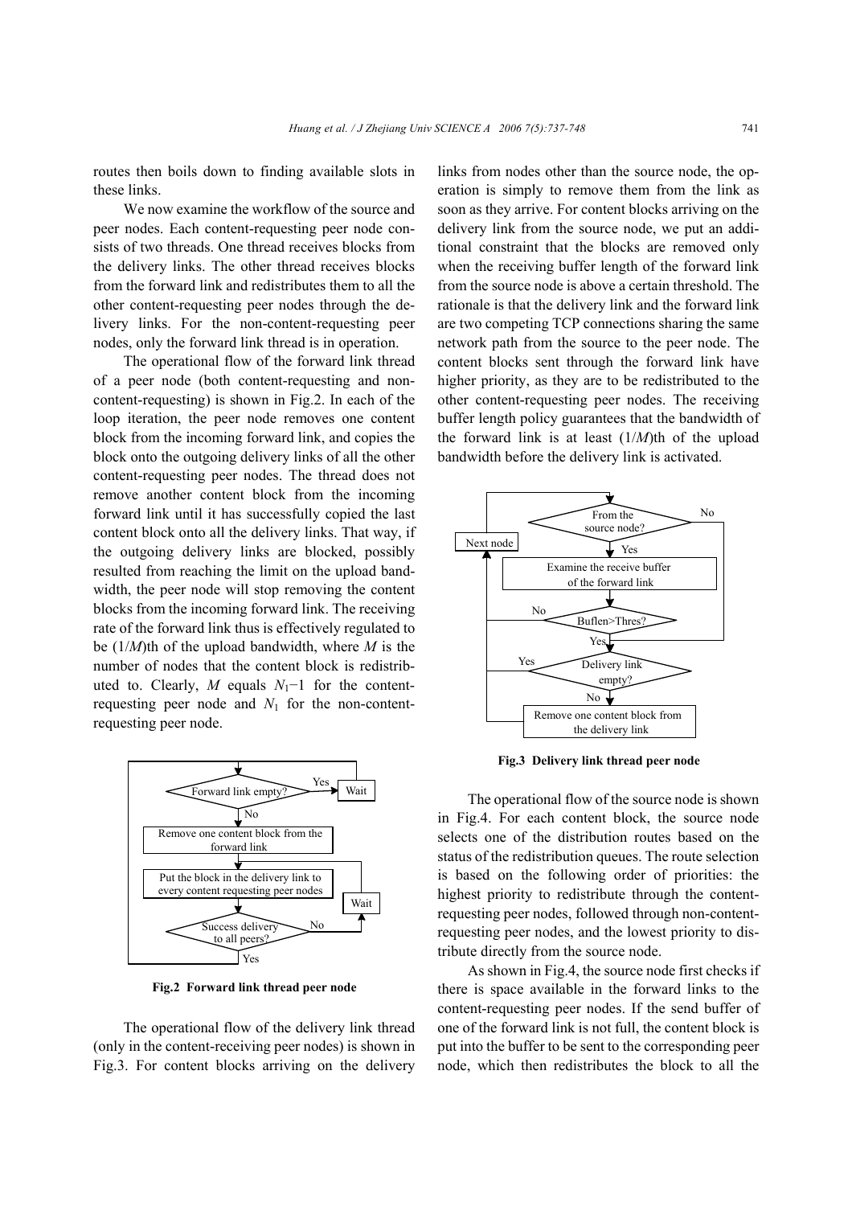routes then boils down to finding available slots in these links.

We now examine the workflow of the source and peer nodes. Each content-requesting peer node consists of two threads. One thread receives blocks from the delivery links. The other thread receives blocks from the forward link and redistributes them to all the other content-requesting peer nodes through the delivery links. For the non-content-requesting peer nodes, only the forward link thread is in operation.

The operational flow of the forward link thread of a peer node (both content-requesting and non-content-requesting) is shown in Fig.2. In each of the loop iteration, the peer node removes one content block from the incoming forward link, and copies the block onto the outgoing delivery links of all the other content-requesting peer nodes. The thread does not remove another content block from the incoming forward link until it has successfully copied the last content block onto all the delivery links. That way, if the outgoing delivery links are blocked, possibly resulted from reaching the limit on the upload bandwidth, the peer node will stop removing the content blocks from the incoming forward link. The receiving rate of the forward link thus is effectively regulated to be $(1/M)$th of the upload bandwidth, where $M$ is the number of nodes that the content block is redistributed to. Clearly, $M$ equals $N_1-1$ for the content-requesting peer node and $N_1$ for the non-content-requesting peer node.

**Fig.2 Forward link thread peer node**

The operational flow of the delivery link thread (only in the content-receiving peer nodes) is shown in Fig.3. For content blocks arriving on the delivery links from nodes other than the source node, the operation is simply to remove them from the link as soon as they arrive. For content blocks arriving on the delivery link from the source node, we put an additional constraint that the blocks are removed only when the receiving buffer length of the forward link from the source node is above a certain threshold. The rationale is that the delivery link and the forward link are two competing TCP connections sharing the same network path from the source to the peer node. The content blocks sent through the forward link have higher priority, as they are to be redistributed to the other content-requesting peer nodes. The receiving buffer length policy guarantees that the bandwidth of the forward link is at least $(1/M)$th of the upload bandwidth before the delivery link is activated.

**Fig.3 Delivery link thread peer node**

The operational flow of the source node is shown in Fig.4. For each content block, the source node selects one of the distribution routes based on the status of the redistribution queues. The route selection is based on the following order of priorities: the highest priority to redistribute through the content-requesting peer nodes, followed through non-content-requesting peer nodes, and the lowest priority to distribute directly from the source node.

As shown in Fig.4, the source node first checks if there is space available in the forward links to the content-requesting peer nodes. If the send buffer of one of the forward link is not full, the content block is put into the buffer to be sent to the corresponding peer node, which then redistributes the block to all the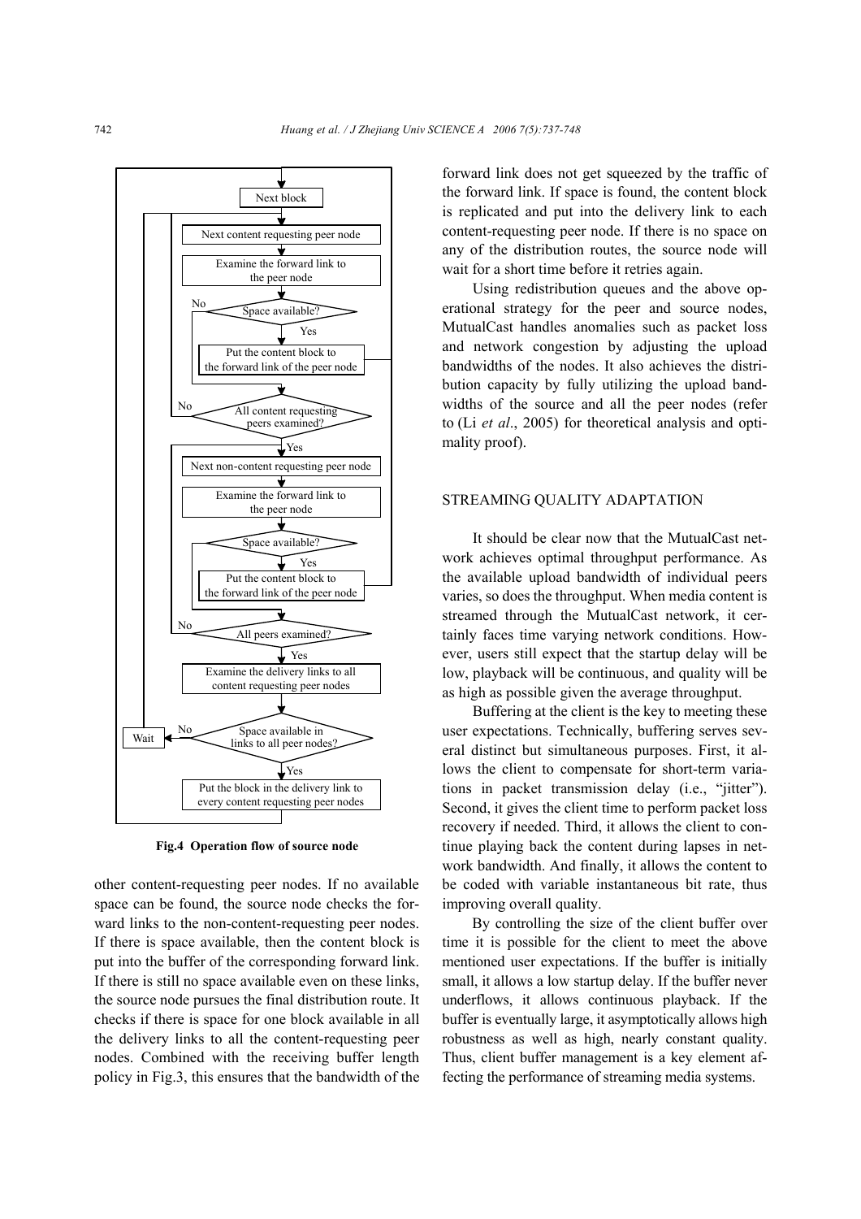**Fig.4 Operation flow of source node**

other content-requesting peer nodes. If no available space can be found, the source node checks the forward links to the non-content-requesting peer nodes. If there is space available, then the content block is put into the buffer of the corresponding forward link. If there is still no space available even on these links, the source node pursues the final distribution route. It checks if there is space for one block available in all the delivery links to all the content-requesting peer nodes. Combined with the receiving buffer length policy in Fig.3, this ensures that the bandwidth of the forward link does not get squeezed by the traffic of the forward link. If space is found, the content block is replicated and put into the delivery link to each content-requesting peer node. If there is no space on any of the distribution routes, the source node will wait for a short time before it retries again.

Using redistribution queues and the above operational strategy for the peer and source nodes, MutualCast handles anomalies such as packet loss and network congestion by adjusting the upload bandwidths of the nodes. It also achieves the distribution capacity by fully utilizing the upload bandwidths of the source and all the peer nodes (refer to (Li *et al*., 2005) for theoretical analysis and optimality proof).

## STREAMING QUALITY ADAPTATION

It should be clear now that the MutualCast network achieves optimal throughput performance. As the available upload bandwidth of individual peers varies, so does the throughput. When media content is streamed through the MutualCast network, it certainly faces time varying network conditions. However, users still expect that the startup delay will be low, playback will be continuous, and quality will be as high as possible given the average throughput.

Buffering at the client is the key to meeting these user expectations. Technically, buffering serves several distinct but simultaneous purposes. First, it allows the client to compensate for short-term variations in packet transmission delay (i.e., "jitter"). Second, it gives the client time to perform packet loss recovery if needed. Third, it allows the client to continue playing back the content during lapses in network bandwidth. And finally, it allows the content to be coded with variable instantaneous bit rate, thus improving overall quality.

By controlling the size of the client buffer over time it is possible for the client to meet the above mentioned user expectations. If the buffer is initially small, it allows a low startup delay. If the buffer never underflows, it allows continuous playback. If the buffer is eventually large, it asymptotically allows high robustness as well as high, nearly constant quality. Thus, client buffer management is a key element affecting the performance of streaming media systems.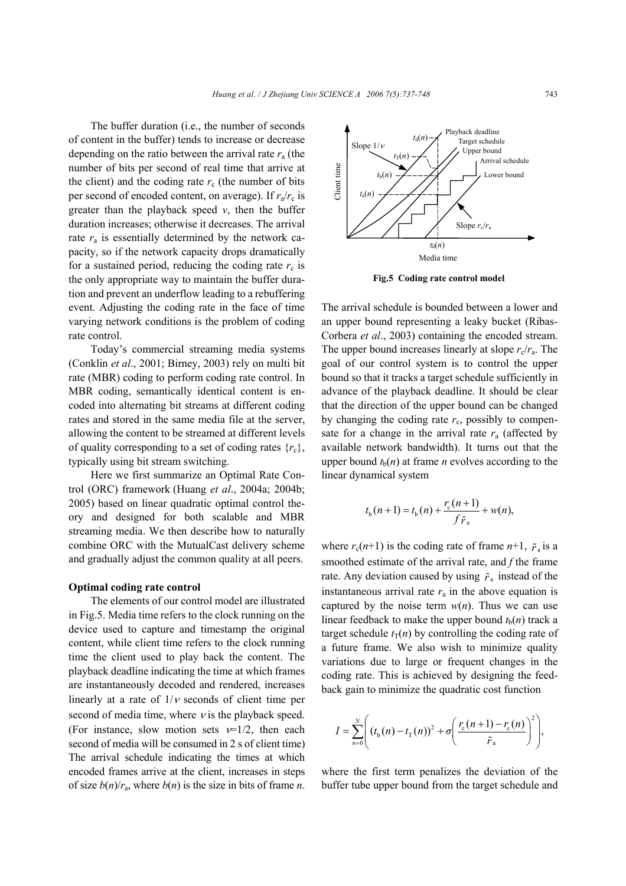The buffer duration (i.e., the number of seconds of content in the buffer) tends to increase or decrease depending on the ratio between the arrival rate $r_a$ (the number of bits per second of real time that arrive at the client) and the coding rate $r_c$ (the number of bits per second of encoded content, on average). If $r_a/r_c$ is greater than the playback speed $v$, then the buffer duration increases; otherwise it decreases. The arrival rate $r_a$ is essentially determined by the network capacity, so if the network capacity drops dramatically for a sustained period, reducing the coding rate $r_c$ is the only appropriate way to maintain the buffer duration and prevent an underflow leading to a rebuffering event. Adjusting the coding rate in the face of time varying network conditions is the problem of coding rate control.

Today's commercial streaming media systems (Conklin *et al*., 2001; Birney, 2003) rely on multi bit rate (MBR) coding to perform coding rate control. In MBR coding, semantically identical content is encoded into alternating bit streams at different coding rates and stored in the same media file at the server, allowing the content to be streamed at different levels of quality corresponding to a set of coding rates $\{r_c\}$, typically using bit stream switching.

Here we first summarize an Optimal Rate Control (ORC) framework (Huang *et al*., 2004a; 2004b; 2005) based on linear quadratic optimal control theory and designed for both scalable and MBR streaming media. We then describe how to naturally combine ORC with the MutualCast delivery scheme and gradually adjust the common quality at all peers.

**Optimal coding rate control**

The elements of our control model are illustrated in Fig.5. Media time refers to the clock running on the device used to capture and timestamp the original content, while client time refers to the clock running time the client used to play back the content. The playback deadline indicating the time at which frames are instantaneously decoded and rendered, increases linearly at a rate of $1/v$ seconds of client time per second of media time, where $v$ is the playback speed. (For instance, slow motion sets $v=1/2$, then each second of media will be consumed in 2 s of client time) The arrival schedule indicating the times at which encoded frames arrive at the client, increases in steps of size $b(n)/r_a$, where $b(n)$ is the size in bits of frame $n$.

**Fig.5 Coding rate control model**

The arrival schedule is bounded between a lower and an upper bound representing a leaky bucket (Ribas-Corbera *et al*., 2003) containing the encoded stream. The upper bound increases linearly at slope $r_c/r_a$. The goal of our control system is to control the upper bound so that it tracks a target schedule sufficiently in advance of the playback deadline. It should be clear that the direction of the upper bound can be changed by changing the coding rate $r_c$, possibly to compensate for a change in the arrival rate $r_a$ (affected by available network bandwidth). It turns out that the upper bound $t_b(n)$ at frame $n$ evolves according to the linear dynamical system

$$t_b(n+1) = t_b(n) + \frac{r_c(n+1)}{f\tilde{r}_a} + w(n),$$

where $r_c(n+1)$ is the coding rate of frame $n+1$, $\tilde{r}_a$ is a smoothed estimate of the arrival rate, and $f$ the frame rate. Any deviation caused by using $\tilde{r}_a$ instead of the instantaneous arrival rate $r_a$ in the above equation is captured by the noise term $w(n)$. Thus we can use linear feedback to make the upper bound $t_b(n)$ track a target schedule $t_T(n)$ by controlling the coding rate of a future frame. We also wish to minimize quality variations due to large or frequent changes in the coding rate. This is achieved by designing the feedback gain to minimize the quadratic cost function

$$I = \sum_{n=0}^{N} \left( (t_b(n) - t_T(n))^2 + \sigma \left( \frac{r_c(n+1) - r_c(n)}{\tilde{r}_a} \right)^2 \right),$$

where the first term penalizes the deviation of the buffer tube upper bound from the target schedule and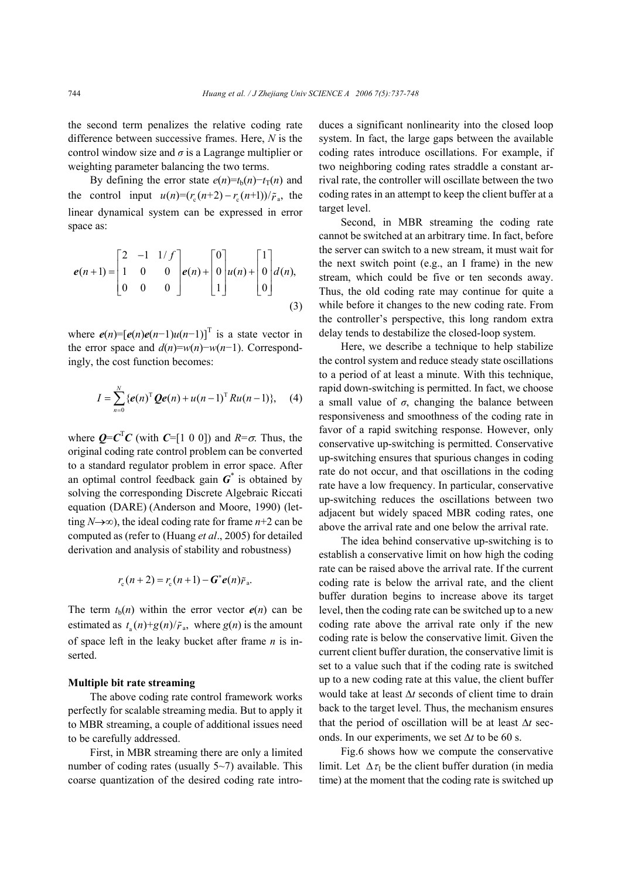the second term penalizes the relative coding rate difference between successive frames. Here, $N$ is the control window size and $\sigma$ is a Lagrange multiplier or weighting parameter balancing the two terms.

By defining the error state $e(n)=t_b(n)-t_T(n)$ and the control input $u(n)=(r_c(n+2)-r_c(n+1))/\tilde{r}_a$, the linear dynamical system can be expressed in error space as:

$$\boldsymbol{e}(n+1)=\begin{bmatrix}2 & -1 & 1/f \\ 1 & 0 & 0 \\ 0 & 0 & 0\end{bmatrix}\boldsymbol{e}(n)+\begin{bmatrix}0\\0\\1\end{bmatrix}u(n)+\begin{bmatrix}1\\0\\0\end{bmatrix}d(n), \tag{3}$$

where $\boldsymbol{e}(n)=[e(n)e(n-1)u(n-1)]^{\mathrm{T}}$ is a state vector in the error space and $d(n)=w(n)-w(n-1)$. Correspondingly, the cost function becomes:

$$I=\sum_{n=0}^{N}\{\boldsymbol{e}(n)^{\mathrm{T}}\boldsymbol{Q}\boldsymbol{e}(n)+u(n-1)^{\mathrm{T}}Ru(n-1)\}, \tag{4}$$

where $\boldsymbol{Q}=\boldsymbol{C}^{\mathrm{T}}\boldsymbol{C}$ (with $\boldsymbol{C}=[1\ 0\ 0]$) and $R=\sigma$. Thus, the original coding rate control problem can be converted to a standard regulator problem in error space. After an optimal control feedback gain $\boldsymbol{G}^*$ is obtained by solving the corresponding Discrete Algebraic Riccati equation (DARE) (Anderson and Moore, 1990) (letting $N\rightarrow\infty$), the ideal coding rate for frame $n+2$ can be computed as (refer to (Huang *et al*., 2005) for detailed derivation and analysis of stability and robustness)

$$r_c(n+2)=r_c(n+1)-\boldsymbol{G}^*\boldsymbol{e}(n)\tilde{r}_a.$$

The term $t_b(n)$ within the error vector $\boldsymbol{e}(n)$ can be estimated as $t_a(n)+g(n)/\tilde{r}_a$, where $g(n)$ is the amount of space left in the leaky bucket after frame $n$ is inserted.

**Multiple bit rate streaming**

The above coding rate control framework works perfectly for scalable streaming media. But to apply it to MBR streaming, a couple of additional issues need to be carefully addressed.

First, in MBR streaming there are only a limited number of coding rates (usually 5~7) available. This coarse quantization of the desired coding rate introduces a significant nonlinearity into the closed loop system. In fact, the large gaps between the available coding rates introduce oscillations. For example, if two neighboring coding rates straddle a constant arrival rate, the controller will oscillate between the two coding rates in an attempt to keep the client buffer at a target level.

Second, in MBR streaming the coding rate cannot be switched at an arbitrary time. In fact, before the server can switch to a new stream, it must wait for the next switch point (e.g., an I frame) in the new stream, which could be five or ten seconds away. Thus, the old coding rate may continue for quite a while before it changes to the new coding rate. From the controller's perspective, this long random extra delay tends to destabilize the closed-loop system.

Here, we describe a technique to help stabilize the control system and reduce steady state oscillations to a period of at least a minute. With this technique, rapid down-switching is permitted. In fact, we choose a small value of $\sigma$, changing the balance between responsiveness and smoothness of the coding rate in favor of a rapid switching response. However, only conservative up-switching is permitted. Conservative up-switching ensures that spurious changes in coding rate do not occur, and that oscillations in the coding rate have a low frequency. In particular, conservative up-switching reduces the oscillations between two adjacent but widely spaced MBR coding rates, one above the arrival rate and one below the arrival rate.

The idea behind conservative up-switching is to establish a conservative limit on how high the coding rate can be raised above the arrival rate. If the current coding rate is below the arrival rate, and the client buffer duration begins to increase above its target level, then the coding rate can be switched up to a new coding rate above the arrival rate only if the new coding rate is below the conservative limit. Given the current client buffer duration, the conservative limit is set to a value such that if the coding rate is switched up to a new coding rate at this value, the client buffer would take at least $\Delta t$ seconds of client time to drain back to the target level. Thus, the mechanism ensures that the period of oscillation will be at least $\Delta t$ seconds. In our experiments, we set $\Delta t$ to be 60 s.

Fig.6 shows how we compute the conservative limit. Let $\Delta\tau_1$ be the client buffer duration (in media time) at the moment that the coding rate is switched up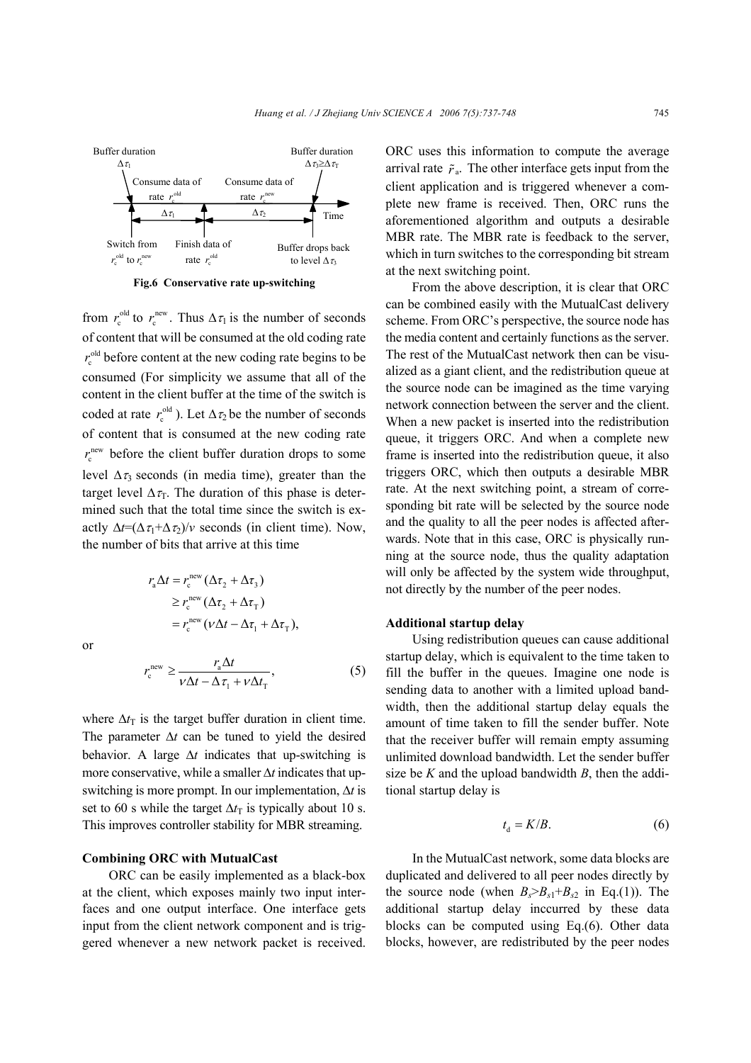Fig.6 Conservative rate up-switching

from $r_c^{old}$ to $r_c^{new}$. Thus $\Delta\tau_1$ is the number of seconds of content that will be consumed at the old coding rate $r_c^{old}$ before content at the new coding rate begins to be consumed (For simplicity we assume that all of the content in the client buffer at the time of the switch is coded at rate $r_c^{old}$). Let $\Delta\tau_2$ be the number of seconds of content that is consumed at the new coding rate $r_c^{new}$ before the client buffer duration drops to some level $\Delta\tau_3$ seconds (in media time), greater than the target level $\Delta\tau_T$. The duration of this phase is determined such that the total time since the switch is exactly $\Delta t=(\Delta\tau_1+\Delta\tau_2)/v$ seconds (in client time). Now, the number of bits that arrive at this time

$$\begin{aligned} r_a\Delta t &= r_c^{new}(\Delta\tau_2+\Delta\tau_3) \\ &\geq r_c^{new}(\Delta\tau_2+\Delta\tau_T) \\ &= r_c^{new}(v\Delta t-\Delta\tau_1+\Delta\tau_T), \end{aligned}$$

or

$$r_c^{new} \geq \frac{r_a\Delta t}{v\Delta t-\Delta\tau_1+v\Delta t_T}, \tag{5}$$

where $\Delta t_T$ is the target buffer duration in client time. The parameter $\Delta t$ can be tuned to yield the desired behavior. A large $\Delta t$ indicates that up-switching is more conservative, while a smaller $\Delta t$ indicates that up-switching is more prompt. In our implementation, $\Delta t$ is set to 60 s while the target $\Delta t_T$ is typically about 10 s. This improves controller stability for MBR streaming.

**Combining ORC with MutualCast**

ORC can be easily implemented as a black-box at the client, which exposes mainly two input interfaces and one output interface. One interface gets input from the client network component and is triggered whenever a new network packet is received. ORC uses this information to compute the average arrival rate $\tilde{r}_a$. The other interface gets input from the client application and is triggered whenever a complete new frame is received. Then, ORC runs the aforementioned algorithm and outputs a desirable MBR rate. The MBR rate is feedback to the server, which in turn switches to the corresponding bit stream at the next switching point.

From the above description, it is clear that ORC can be combined easily with the MutualCast delivery scheme. From ORC's perspective, the source node has the media content and certainly functions as the server. The rest of the MutualCast network then can be visualized as a giant client, and the redistribution queue at the source node can be imagined as the time varying network connection between the server and the client. When a new packet is inserted into the redistribution queue, it triggers ORC. And when a complete new frame is inserted into the redistribution queue, it also triggers ORC, which then outputs a desirable MBR rate. At the next switching point, a stream of corresponding bit rate will be selected by the source node and the quality to all the peer nodes is affected afterwards. Note that in this case, ORC is physically running at the source node, thus the quality adaptation will only be affected by the system wide throughput, not directly by the number of the peer nodes.

**Additional startup delay**

Using redistribution queues can cause additional startup delay, which is equivalent to the time taken to fill the buffer in the queues. Imagine one node is sending data to another with a limited upload bandwidth, then the additional startup delay equals the amount of time taken to fill the sender buffer. Note that the receiver buffer will remain empty assuming unlimited download bandwidth. Let the sender buffer size be $K$ and the upload bandwidth $B$, then the additional startup delay is

$$t_d = K/B. \tag{6}$$

In the MutualCast network, some data blocks are duplicated and delivered to all peer nodes directly by the source node (when $B_s>B_{s1}+B_{s2}$ in Eq.(1)). The additional startup delay inccurred by these data blocks can be computed using Eq.(6). Other data blocks, however, are redistributed by the peer nodes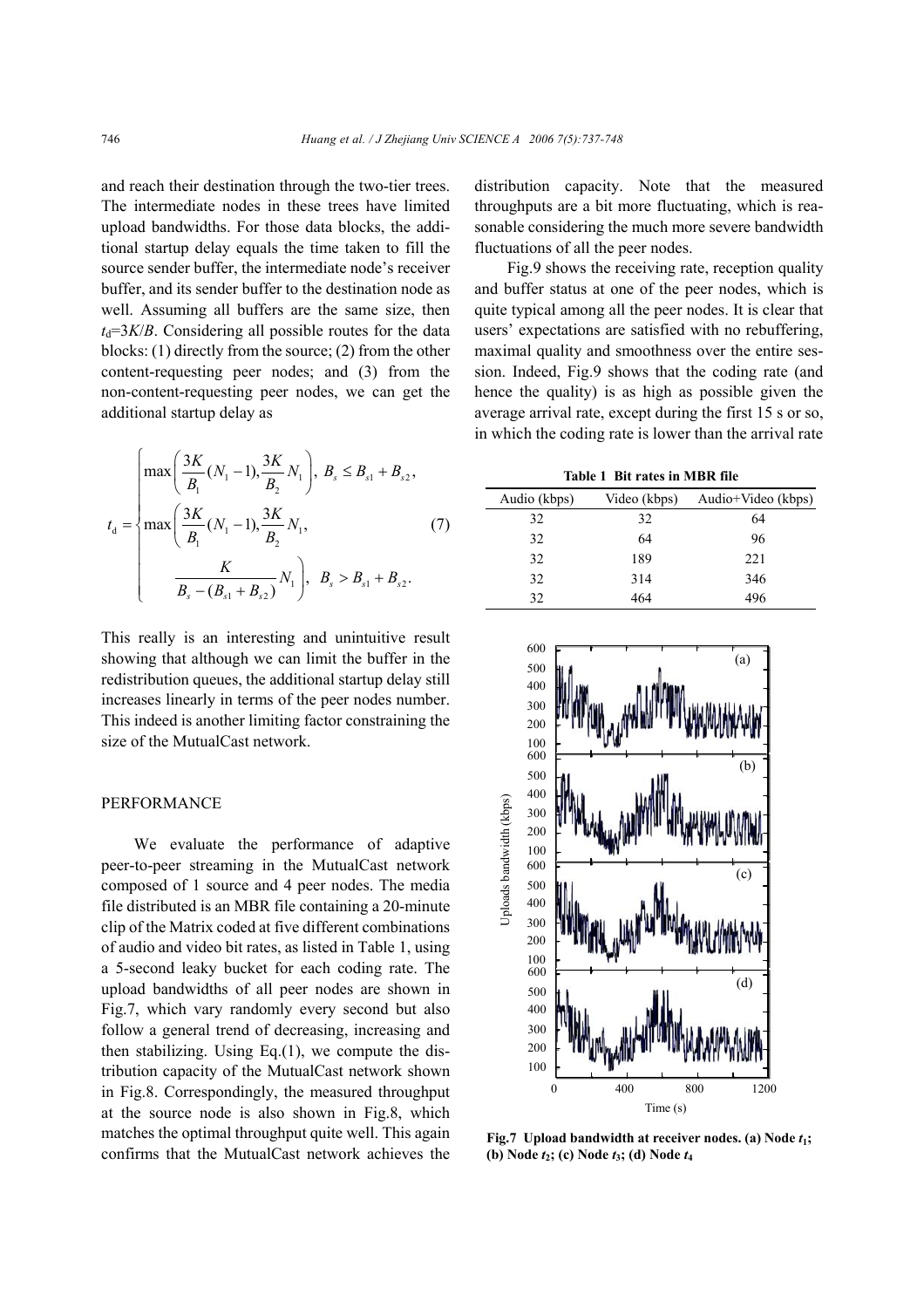and reach their destination through the two-tier trees. The intermediate nodes in these trees have limited upload bandwidths. For those data blocks, the additional startup delay equals the time taken to fill the source sender buffer, the intermediate node's receiver buffer, and its sender buffer to the destination node as well. Assuming all buffers are the same size, then $t_d=3K/B$. Considering all possible routes for the data blocks: (1) directly from the source; (2) from the other content-requesting peer nodes; and (3) from the non-content-requesting peer nodes, we can get the additional startup delay as

$$t_{\mathrm{d}}=\begin{cases}\max\left(\dfrac{3K}{B_1}(N_1-1),\dfrac{3K}{B_2}N_1\right), & B_s\le B_{s1}+B_{s2},\\ \max\left(\dfrac{3K}{B_1}(N_1-1),\dfrac{3K}{B_2}N_1,\right. & \\ \left.\qquad\dfrac{K}{B_s-(B_{s1}+B_{s2})}N_1\right), & B_s>B_{s1}+B_{s2}.\end{cases} \tag{7}$$

This really is an interesting and unintuitive result showing that although we can limit the buffer in the redistribution queues, the additional startup delay still increases linearly in terms of the peer nodes number. This indeed is another limiting factor constraining the size of the MutualCast network.

## PERFORMANCE

We evaluate the performance of adaptive peer-to-peer streaming in the MutualCast network composed of 1 source and 4 peer nodes. The media file distributed is an MBR file containing a 20-minute clip of the Matrix coded at five different combinations of audio and video bit rates, as listed in Table 1, using a 5-second leaky bucket for each coding rate. The upload bandwidths of all peer nodes are shown in Fig.7, which vary randomly every second but also follow a general trend of decreasing, increasing and then stabilizing. Using Eq.(1), we compute the distribution capacity of the MutualCast network shown in Fig.8. Correspondingly, the measured throughput at the source node is also shown in Fig.8, which matches the optimal throughput quite well. This again confirms that the MutualCast network achieves the distribution capacity. Note that the measured throughputs are a bit more fluctuating, which is reasonable considering the much more severe bandwidth fluctuations of all the peer nodes.

Fig.9 shows the receiving rate, reception quality and buffer status at one of the peer nodes, which is quite typical among all the peer nodes. It is clear that users' expectations are satisfied with no rebuffering, maximal quality and smoothness over the entire session. Indeed, Fig.9 shows that the coding rate (and hence the quality) is as high as possible given the average arrival rate, except during the first 15 s or so, in which the coding rate is lower than the arrival rate

**Table 1 Bit rates in MBR file**

| Audio (kbps) | Video (kbps) | Audio+Video (kbps) |
|---|---|---|
| 32 | 32 | 64 |
| 32 | 64 | 96 |
| 32 | 189 | 221 |
| 32 | 314 | 346 |
| 32 | 464 | 496 |

**Fig.7 Upload bandwidth at receiver nodes. (a) Node $t_1$; (b) Node $t_2$; (c) Node $t_3$; (d) Node $t_4$**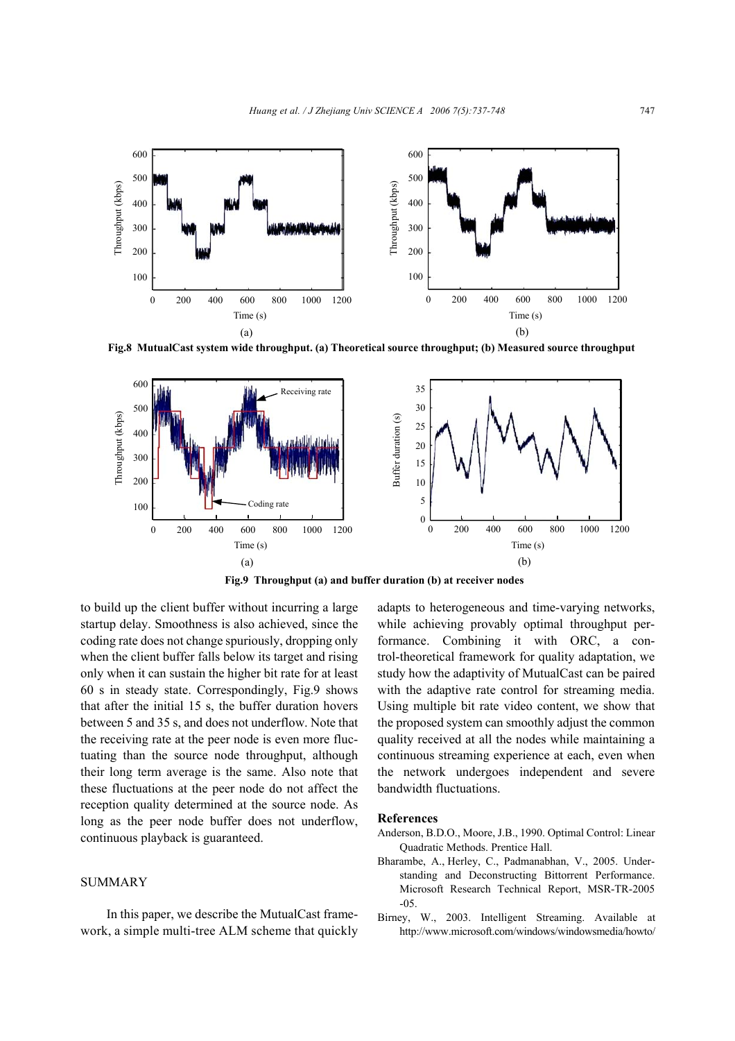Fig.8 MutualCast system wide throughput. (a) Theoretical source throughput; (b) Measured source throughput

Fig.9 Throughput (a) and buffer duration (b) at receiver nodes

to build up the client buffer without incurring a large startup delay. Smoothness is also achieved, since the coding rate does not change spuriously, dropping only when the client buffer falls below its target and rising only when it can sustain the higher bit rate for at least 60 s in steady state. Correspondingly, Fig.9 shows that after the initial 15 s, the buffer duration hovers between 5 and 35 s, and does not underflow. Note that the receiving rate at the peer node is even more fluctuating than the source node throughput, although their long term average is the same. Also note that these fluctuations at the peer node do not affect the reception quality determined at the source node. As long as the peer node buffer does not underflow, continuous playback is guaranteed.

## SUMMARY

In this paper, we describe the MutualCast framework, a simple multi-tree ALM scheme that quickly adapts to heterogeneous and time-varying networks, while achieving provably optimal throughput performance. Combining it with ORC, a control-theoretical framework for quality adaptation, we study how the adaptivity of MutualCast can be paired with the adaptive rate control for streaming media. Using multiple bit rate video content, we show that the proposed system can smoothly adjust the common quality received at all the nodes while maintaining a continuous streaming experience at each, even when the network undergoes independent and severe bandwidth fluctuations.

## References

Anderson, B.D.O., Moore, J.B., 1990. Optimal Control: Linear Quadratic Methods. Prentice Hall.

Bharambe, A., Herley, C., Padmanabhan, V., 2005. Understanding and Deconstructing Bittorrent Performance. Microsoft Research Technical Report, MSR-TR-2005-05.

Birney, W., 2003. Intelligent Streaming. Available at http://www.microsoft.com/windows/windowsmedia/howto/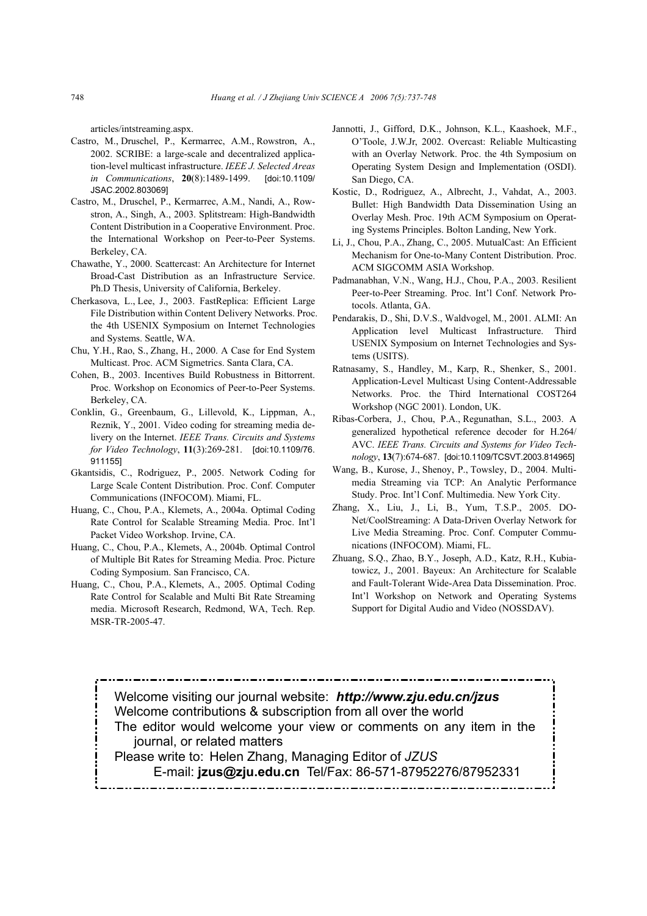articles/intstreaming.aspx.

Castro, M., Druschel, P., Kermarrec, A.M., Rowstron, A., 2002. SCRIBE: a large-scale and decentralized application-level multicast infrastructure. *IEEE J. Selected Areas in Communications*, **20**(8):1489-1499. [doi:10.1109/JSAC.2002.803069]

Castro, M., Druschel, P., Kermarrec, A.M., Nandi, A., Rowstron, A., Singh, A., 2003. Splitstream: High-Bandwidth Content Distribution in a Cooperative Environment. Proc. the International Workshop on Peer-to-Peer Systems. Berkeley, CA.

Chawathe, Y., 2000. Scattercast: An Architecture for Internet Broad-Cast Distribution as an Infrastructure Service. Ph.D Thesis, University of California, Berkeley.

Cherkasova, L., Lee, J., 2003. FastReplica: Efficient Large File Distribution within Content Delivery Networks. Proc. the 4th USENIX Symposium on Internet Technologies and Systems. Seattle, WA.

Chu, Y.H., Rao, S., Zhang, H., 2000. A Case for End System Multicast. Proc. ACM Sigmetrics. Santa Clara, CA.

Cohen, B., 2003. Incentives Build Robustness in Bittorrent. Proc. Workshop on Economics of Peer-to-Peer Systems. Berkeley, CA.

Conklin, G., Greenbaum, G., Lillevold, K., Lippman, A., Reznik, Y., 2001. Video coding for streaming media delivery on the Internet. *IEEE Trans. Circuits and Systems for Video Technology*, **11**(3):269-281. [doi:10.1109/76.911155]

Gkantsidis, C., Rodriguez, P., 2005. Network Coding for Large Scale Content Distribution. Proc. Conf. Computer Communications (INFOCOM). Miami, FL.

Huang, C., Chou, P.A., Klemets, A., 2004a. Optimal Coding Rate Control for Scalable Streaming Media. Proc. Int'l Packet Video Workshop. Irvine, CA.

Huang, C., Chou, P.A., Klemets, A., 2004b. Optimal Control of Multiple Bit Rates for Streaming Media. Proc. Picture Coding Symposium. San Francisco, CA.

Huang, C., Chou, P.A., Klemets, A., 2005. Optimal Coding Rate Control for Scalable and Multi Bit Rate Streaming media. Microsoft Research, Redmond, WA, Tech. Rep. MSR-TR-2005-47.

Jannotti, J., Gifford, D.K., Johnson, K.L., Kaashoek, M.F., O'Toole, J.W.Jr, 2002. Overcast: Reliable Multicasting with an Overlay Network. Proc. the 4th Symposium on Operating System Design and Implementation (OSDI). San Diego, CA.

Kostic, D., Rodriguez, A., Albrecht, J., Vahdat, A., 2003. Bullet: High Bandwidth Data Dissemination Using an Overlay Mesh. Proc. 19th ACM Symposium on Operating Systems Principles. Bolton Landing, New York.

Li, J., Chou, P.A., Zhang, C., 2005. MutualCast: An Efficient Mechanism for One-to-Many Content Distribution. Proc. ACM SIGCOMM ASIA Workshop.

Padmanabhan, V.N., Wang, H.J., Chou, P.A., 2003. Resilient Peer-to-Peer Streaming. Proc. Int'l Conf. Network Protocols. Atlanta, GA.

Pendarakis, D., Shi, D.V.S., Waldvogel, M., 2001. ALMI: An Application level Multicast Infrastructure. Third USENIX Symposium on Internet Technologies and Systems (USITS).

Ratnasamy, S., Handley, M., Karp, R., Shenker, S., 2001. Application-Level Multicast Using Content-Addressable Networks. Proc. the Third International COST264 Workshop (NGC 2001). London, UK.

Ribas-Corbera, J., Chou, P.A., Regunathan, S.L., 2003. A generalized hypothetical reference decoder for H.264/AVC. *IEEE Trans. Circuits and Systems for Video Technology*, **13**(7):674-687. [doi:10.1109/TCSVT.2003.814965]

Wang, B., Kurose, J., Shenoy, P., Towsley, D., 2004. Multimedia Streaming via TCP: An Analytic Performance Study. Proc. Int'l Conf. Multimedia. New York City.

Zhang, X., Liu, J., Li, B., Yum, T.S.P., 2005. DONet/CoolStreaming: A Data-Driven Overlay Network for Live Media Streaming. Proc. Conf. Computer Communications (INFOCOM). Miami, FL.

Zhuang, S.Q., Zhao, B.Y., Joseph, A.D., Katz, R.H., Kubiatowicz, J., 2001. Bayeux: An Architecture for Scalable and Fault-Tolerant Wide-Area Data Dissemination. Proc. Int'l Workshop on Network and Operating Systems Support for Digital Audio and Video (NOSSDAV).

Welcome visiting our journal website: ***http://www.zju.edu.cn/jzus***
Welcome contributions & subscription from all over the world
The editor would welcome your view or comments on any item in the journal, or related matters
Please write to: Helen Zhang, Managing Editor of *JZUS*
E-mail: **jzus@zju.edu.cn** Tel/Fax: 86-571-87952276/87952331